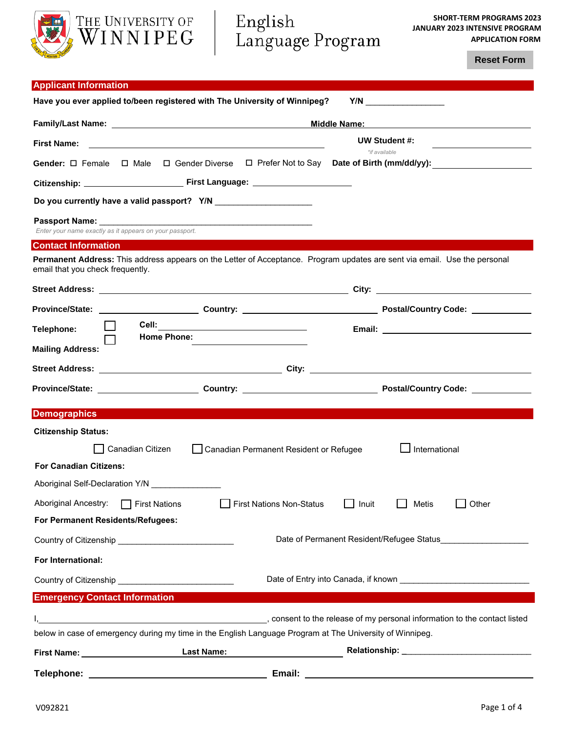THE UNIVERSITY OF WINNIPEG | English Language Program

**SHORT-TERM PROGRAMS 2023**
**JANUARY 2023 INTENSIVE PROGRAM**
**APPLICATION FORM**

Reset Form

## Applicant Information

**Have you ever applied to/been registered with The University of Winnipeg?** **Y/N** _________________

**Family/Last Name:** ______________________ **Middle Name:** ______________________

**First Name:** ______________________ **UW Student #:** ______________________
*\*if available*

**Gender:** ☐ Female ☐ Male ☐ Gender Diverse ☐ Prefer Not to Say **Date of Birth (mm/dd/yy):** ______________

**Citizenship:** ______________________ **First Language:** ______________________

**Do you currently have a valid passport? Y/N** ______________________

**Passport Name:** ______________________________________________
*Enter your name exactly as it appears on your passport.*

## Contact Information

**Permanent Address:** This address appears on the Letter of Acceptance. Program updates are sent via email. Use the personal email that you check frequently.

**Street Address:** ______________________ **City:** ______________________

**Province/State:** ______________ **Country:** ______________ **Postal/Country Code:** ______________

**Telephone:** ☐ **Cell:** ______________________ **Email:** ______________________
☐ **Home Phone:** ______________________

**Mailing Address:**

**Street Address:** ______________________ **City:** ______________________

**Province/State:** ______________ **Country:** ______________ **Postal/Country Code:** ______________

## Demographics

**Citizenship Status:**

☐ Canadian Citizen ☐ Canadian Permanent Resident or Refugee ☐ International

**For Canadian Citizens:**

Aboriginal Self-Declaration Y/N ______________

Aboriginal Ancestry: ☐ First Nations ☐ First Nations Non-Status ☐ Inuit ☐ Metis ☐ Other

**For Permanent Residents/Refugees:**

Country of Citizenship ________________________ Date of Permanent Resident/Refugee Status__________________

**For International:**

Country of Citizenship ________________________ Date of Entry into Canada, if known ____________________________

## Emergency Contact Information

I,______________________________________________, consent to the release of my personal information to the contact listed below in case of emergency during my time in the English Language Program at The University of Winnipeg.

**First Name:** ______________ **Last Name:** ______________ **Relationship:** ____________________________

**Telephone:** ______________________ **Email:** ______________________

V092821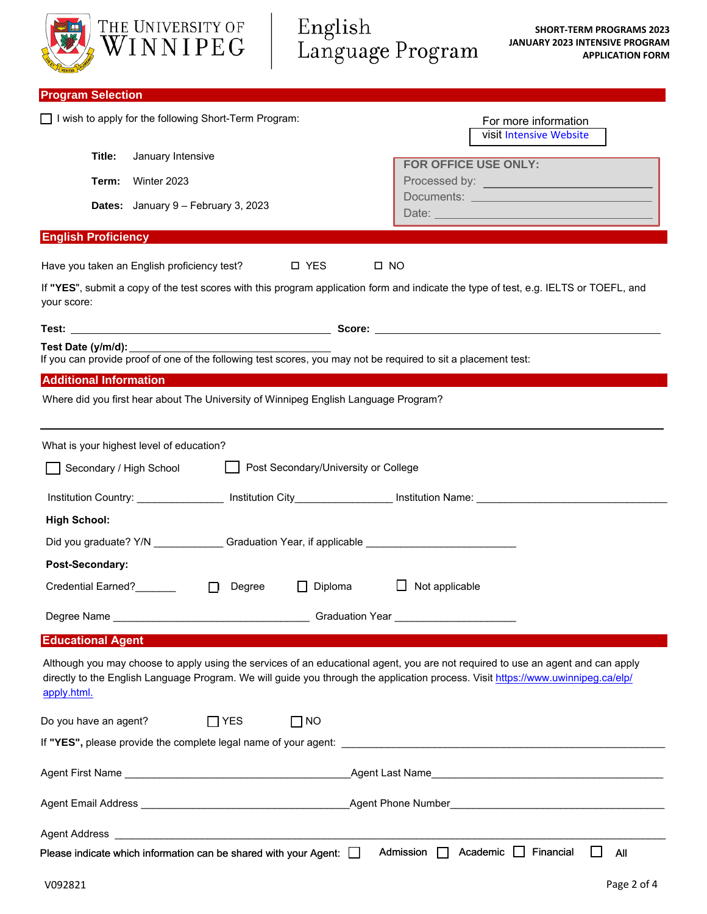# The University of Winnipeg | English Language Program

**SHORT-TERM PROGRAMS 2023**
**JANUARY 2023 INTENSIVE PROGRAM**
**APPLICATION FORM**

## Program Selection

☐ I wish to apply for the following Short-Term Program:

For more information visit Intensive Website

**Title:** January Intensive

**Term:** Winter 2023

**Dates:** January 9 – February 3, 2023

**FOR OFFICE USE ONLY:**
Processed by: ______________________
Documents: ______________________
Date: ______________________

## English Proficiency

Have you taken an English proficiency test? ☐ YES ☐ NO

If **"YES"**, submit a copy of the test scores with this program application form and indicate the type of test, e.g. IELTS or TOEFL, and your score:

**Test:** ______________________ **Score:** ______________________

**Test Date (y/m/d):** ______________________

If you can provide proof of one of the following test scores, you may not be required to sit a placement test:

## Additional Information

Where did you first hear about The University of Winnipeg English Language Program?

______________________________________________

What is your highest level of education?

☐ Secondary / High School ☐ Post Secondary/University or College

Institution Country: ______________ Institution City______________ Institution Name: ______________________

**High School:**

Did you graduate? Y/N ____________ Graduation Year, if applicable ______________________

**Post-Secondary:**

Credential Earned?_______ ☐ Degree ☐ Diploma ☐ Not applicable

Degree Name ______________________ Graduation Year ______________________

## Educational Agent

Although you may choose to apply using the services of an educational agent, you are not required to use an agent and can apply directly to the English Language Program. We will guide you through the application process. Visit https://www.uwinnipeg.ca/elp/apply.html.

Do you have an agent? ☐ YES ☐ NO

If **"YES",** please provide the complete legal name of your agent: ______________________

Agent First Name ______________________ Agent Last Name______________________

Agent Email Address ______________________ Agent Phone Number______________________

Agent Address ______________________________________________

Please indicate which information can be shared with your Agent: ☐ Admission ☐ Academic ☐ Financial ☐ All

V092821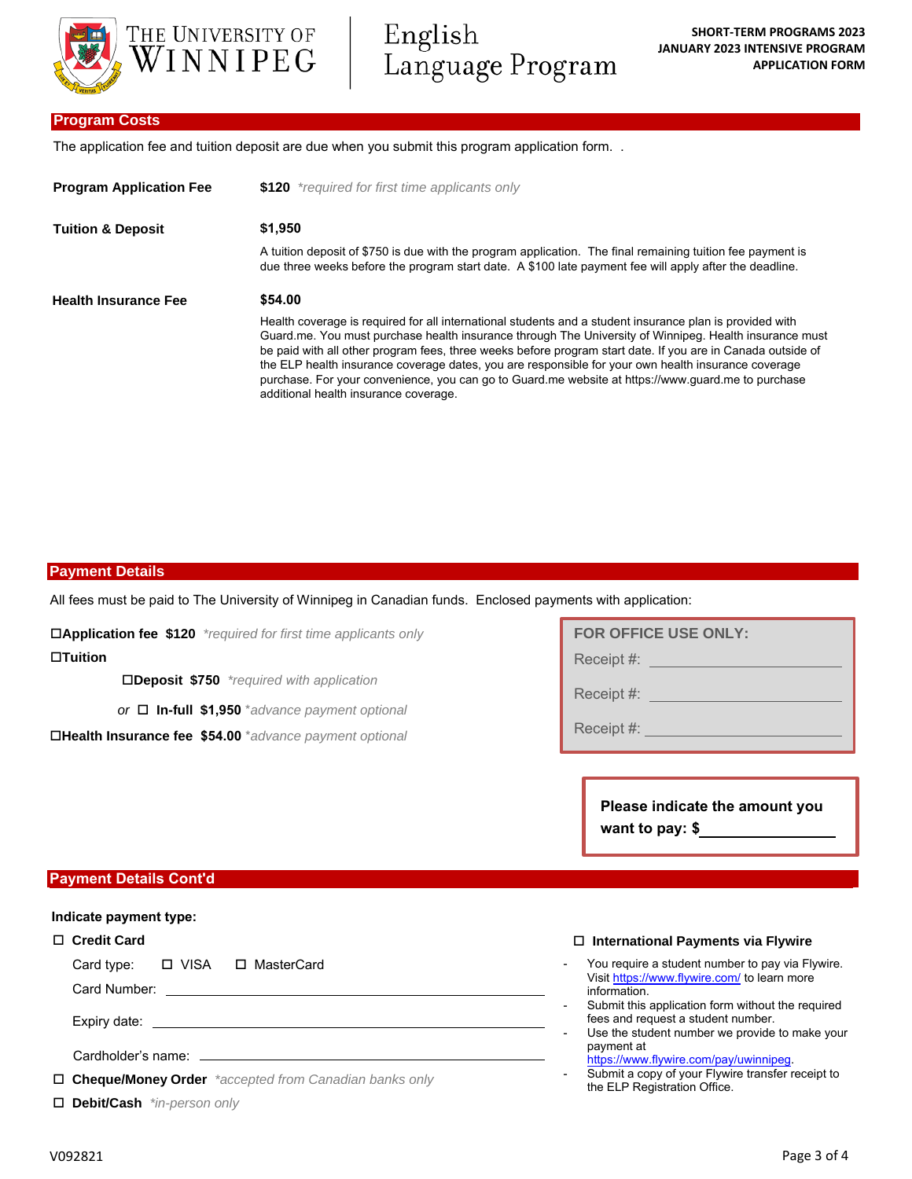## Program Costs

The application fee and tuition deposit are due when you submit this program application form. .

**Program Application Fee** **$120** *\*required for first time applicants only*

**Tuition & Deposit** **$1,950**

A tuition deposit of $750 is due with the program application. The final remaining tuition fee payment is due three weeks before the program start date. A $100 late payment fee will apply after the deadline.

**Health Insurance Fee** **$54.00**

Health coverage is required for all international students and a student insurance plan is provided with Guard.me. You must purchase health insurance through The University of Winnipeg. Health insurance must be paid with all other program fees, three weeks before program start date. If you are in Canada outside of the ELP health insurance coverage dates, you are responsible for your own health insurance coverage purchase. For your convenience, you can go to Guard.me website at https://www.guard.me to purchase additional health insurance coverage.

## Payment Details

All fees must be paid to The University of Winnipeg in Canadian funds. Enclosed payments with application:

☐ **Application fee $120** *\*required for first time applicants only*

☐ **Tuition**

- ☐ **Deposit $750** *\*required with application*
- *or* ☐ **In-full $1,950** *\*advance payment optional*

☐ **Health Insurance fee $54.00** *\*advance payment optional*

**FOR OFFICE USE ONLY:**

Receipt #: \_\_\_\_\_\_\_\_\_\_\_\_\_\_\_\_\_\_\_\_

Receipt #: \_\_\_\_\_\_\_\_\_\_\_\_\_\_\_\_\_\_\_\_

Receipt #: \_\_\_\_\_\_\_\_\_\_\_\_\_\_\_\_\_\_\_\_

**Please indicate the amount you want to pay: $\_\_\_\_\_\_\_\_\_\_\_\_\_\_\_\_**

## Payment Details Cont'd

**Indicate payment type:**

☐ **Credit Card**

Card type: ☐ VISA ☐ MasterCard

Card Number: \_\_\_\_\_\_\_\_\_\_\_\_\_\_\_\_\_\_\_\_\_\_\_\_\_\_\_\_\_\_

Expiry date: \_\_\_\_\_\_\_\_\_\_\_\_\_\_\_\_\_\_\_\_\_\_\_\_\_\_\_\_\_\_

Cardholder's name: \_\_\_\_\_\_\_\_\_\_\_\_\_\_\_\_\_\_\_\_\_\_\_\_\_\_\_\_\_\_

☐ **Cheque/Money Order** *\*accepted from Canadian banks only*

☐ **Debit/Cash** *\*in-person only*

☐ **International Payments via Flywire**

- You require a student number to pay via Flywire. Visit https://www.flywire.com/ to learn more information.
- Submit this application form without the required fees and request a student number.
- Use the student number we provide to make your payment at https://www.flywire.com/pay/uwinnipeg.
- Submit a copy of your Flywire transfer receipt to the ELP Registration Office.

V092821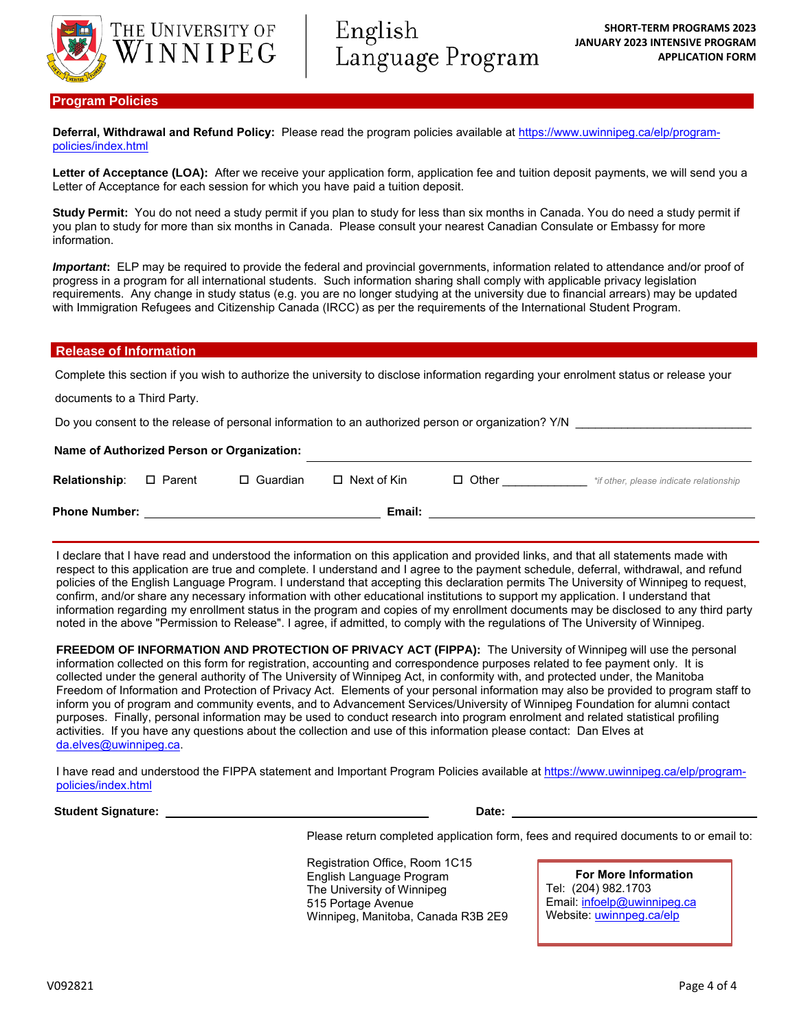THE UNIVERSITY OF WINNIPEG | English Language Program

**SHORT-TERM PROGRAMS 2023**
**JANUARY 2023 INTENSIVE PROGRAM**
**APPLICATION FORM**

## Program Policies

**Deferral, Withdrawal and Refund Policy:** Please read the program policies available at https://www.uwinnipeg.ca/elp/program-policies/index.html

**Letter of Acceptance (LOA):** After we receive your application form, application fee and tuition deposit payments, we will send you a Letter of Acceptance for each session for which you have paid a tuition deposit.

**Study Permit:** You do not need a study permit if you plan to study for less than six months in Canada. You do need a study permit if you plan to study for more than six months in Canada. Please consult your nearest Canadian Consulate or Embassy for more information.

***Important*:** ELP may be required to provide the federal and provincial governments, information related to attendance and/or proof of progress in a program for all international students. Such information sharing shall comply with applicable privacy legislation requirements. Any change in study status (e.g. you are no longer studying at the university due to financial arrears) may be updated with Immigration Refugees and Citizenship Canada (IRCC) as per the requirements of the International Student Program.

## Release of Information

Complete this section if you wish to authorize the university to disclose information regarding your enrolment status or release your documents to a Third Party.

Do you consent to the release of personal information to an authorized person or organization? Y/N ___________________________

**Name of Authorized Person or Organization:** ___________________________

**Relationship:** ☐ Parent ☐ Guardian ☐ Next of Kin ☐ Other _____________ *\*if other, please indicate relationship*

**Phone Number:** ___________________________ **Email:** ___________________________

I declare that I have read and understood the information on this application and provided links, and that all statements made with respect to this application are true and complete. I understand and I agree to the payment schedule, deferral, withdrawal, and refund policies of the English Language Program. I understand that accepting this declaration permits The University of Winnipeg to request, confirm, and/or share any necessary information with other educational institutions to support my application. I understand that information regarding my enrollment status in the program and copies of my enrollment documents may be disclosed to any third party noted in the above "Permission to Release". I agree, if admitted, to comply with the regulations of The University of Winnipeg.

**FREEDOM OF INFORMATION AND PROTECTION OF PRIVACY ACT (FIPPA):** The University of Winnipeg will use the personal information collected on this form for registration, accounting and correspondence purposes related to fee payment only. It is collected under the general authority of The University of Winnipeg Act, in conformity with, and protected under, the Manitoba Freedom of Information and Protection of Privacy Act. Elements of your personal information may also be provided to program staff to inform you of program and community events, and to Advancement Services/University of Winnipeg Foundation for alumni contact purposes. Finally, personal information may be used to conduct research into program enrolment and related statistical profiling activities. If you have any questions about the collection and use of this information please contact: Dan Elves at da.elves@uwinnipeg.ca.

I have read and understood the FIPPA statement and Important Program Policies available at https://www.uwinnipeg.ca/elp/program-policies/index.html

**Student Signature:** ___________________________ **Date:** ___________________________

Please return completed application form, fees and required documents to or email to:

Registration Office, Room 1C15
English Language Program
The University of Winnipeg
515 Portage Avenue
Winnipeg, Manitoba, Canada R3B 2E9

**For More Information**
Tel: (204) 982.1703
Email: infoelp@uwinnipeg.ca
Website: uwinnpeg.ca/elp

V092821